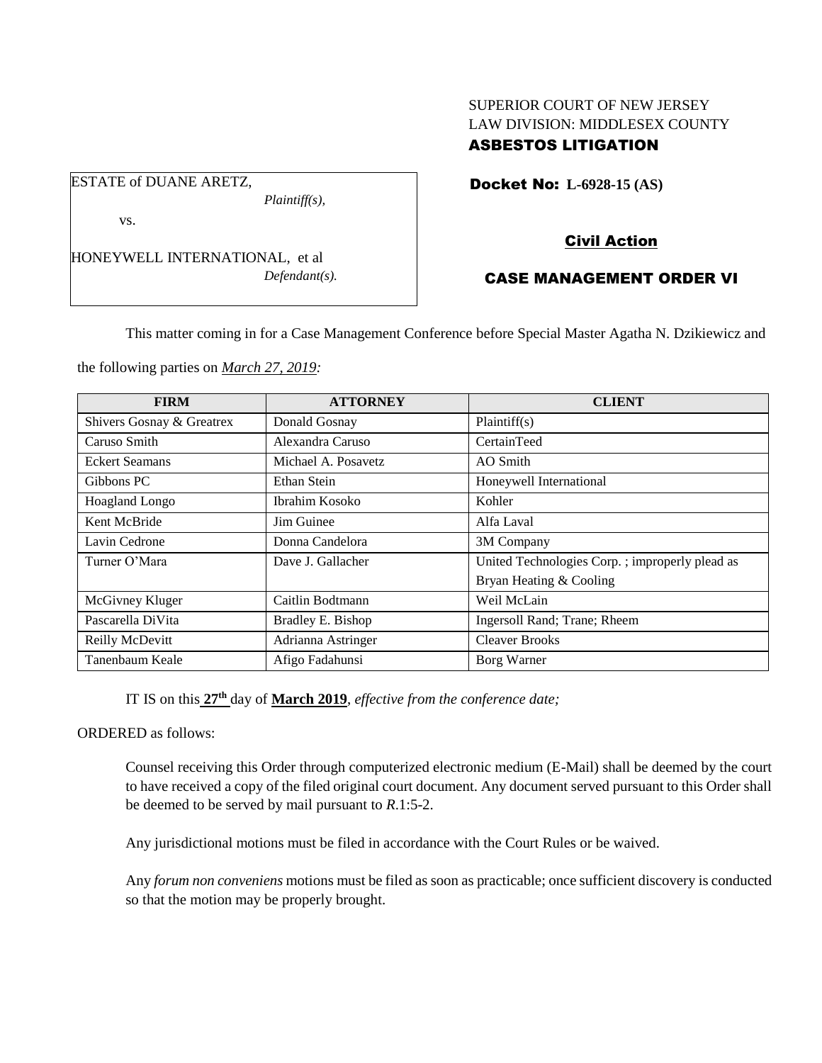SUPERIOR COURT OF NEW JERSEY
LAW DIVISION: MIDDLESEX COUNTY
**ASBESTOS LITIGATION**

ESTATE of DUANE ARETZ,
*Plaintiff(s),*

vs.

HONEYWELL INTERNATIONAL, et al
*Defendant(s).*

**Docket No: L-6928-15 (AS)**

**Civil Action**

**CASE MANAGEMENT ORDER VI**

This matter coming in for a Case Management Conference before Special Master Agatha N. Dzikiewicz and the following parties on ***March 27, 2019***:

| FIRM | ATTORNEY | CLIENT |
| --- | --- | --- |
| Shivers Gosnay & Greatrex | Donald Gosnay | Plaintiff(s) |
| Caruso Smith | Alexandra Caruso | CertainTeed |
| Eckert Seamans | Michael A. Posavetz | AO Smith |
| Gibbons PC | Ethan Stein | Honeywell International |
| Hoagland Longo | Ibrahim Kosoko | Kohler |
| Kent McBride | Jim Guinee | Alfa Laval |
| Lavin Cedrone | Donna Candelora | 3M Company |
| Turner O'Mara | Dave J. Gallacher | United Technologies Corp. ; improperly plead as Bryan Heating & Cooling |
| McGivney Kluger | Caitlin Bodtmann | Weil McLain |
| Pascarella DiVita | Bradley E. Bishop | Ingersoll Rand; Trane; Rheem |
| Reilly McDevitt | Adrianna Astringer | Cleaver Brooks |
| Tanenbaum Keale | Afigo Fadahunsi | Borg Warner |

IT IS on this **27th** day of **March 2019**, *effective from the conference date;*

ORDERED as follows:

Counsel receiving this Order through computerized electronic medium (E-Mail) shall be deemed by the court to have received a copy of the filed original court document. Any document served pursuant to this Order shall be deemed to be served by mail pursuant to *R*.1:5-2.

Any jurisdictional motions must be filed in accordance with the Court Rules or be waived.

Any *forum non conveniens* motions must be filed as soon as practicable; once sufficient discovery is conducted so that the motion may be properly brought.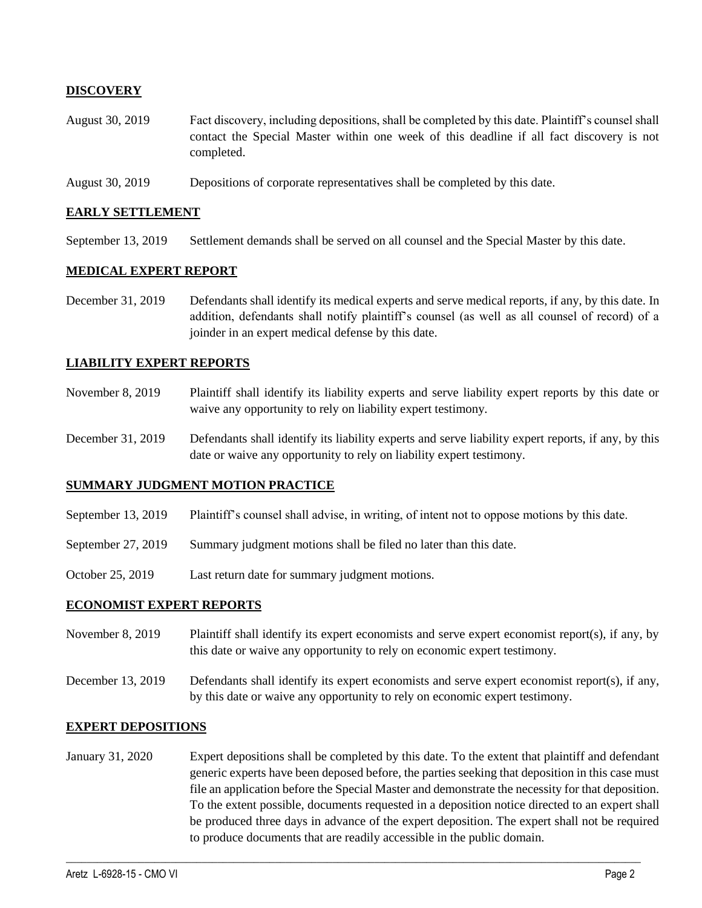## DISCOVERY

| | |
|---|---|
| August 30, 2019 | Fact discovery, including depositions, shall be completed by this date. Plaintiff's counsel shall contact the Special Master within one week of this deadline if all fact discovery is not completed. |
| August 30, 2019 | Depositions of corporate representatives shall be completed by this date. |

## EARLY SETTLEMENT

| | |
|---|---|
| September 13, 2019 | Settlement demands shall be served on all counsel and the Special Master by this date. |

## MEDICAL EXPERT REPORT

| | |
|---|---|
| December 31, 2019 | Defendants shall identify its medical experts and serve medical reports, if any, by this date. In addition, defendants shall notify plaintiff's counsel (as well as all counsel of record) of a joinder in an expert medical defense by this date. |

## LIABILITY EXPERT REPORTS

| | |
|---|---|
| November 8, 2019 | Plaintiff shall identify its liability experts and serve liability expert reports by this date or waive any opportunity to rely on liability expert testimony. |
| December 31, 2019 | Defendants shall identify its liability experts and serve liability expert reports, if any, by this date or waive any opportunity to rely on liability expert testimony. |

## SUMMARY JUDGMENT MOTION PRACTICE

| | |
|---|---|
| September 13, 2019 | Plaintiff's counsel shall advise, in writing, of intent not to oppose motions by this date. |
| September 27, 2019 | Summary judgment motions shall be filed no later than this date. |
| October 25, 2019 | Last return date for summary judgment motions. |

## ECONOMIST EXPERT REPORTS

| | |
|---|---|
| November 8, 2019 | Plaintiff shall identify its expert economists and serve expert economist report(s), if any, by this date or waive any opportunity to rely on economic expert testimony. |
| December 13, 2019 | Defendants shall identify its expert economists and serve expert economist report(s), if any, by this date or waive any opportunity to rely on economic expert testimony. |

## EXPERT DEPOSITIONS

| | |
|---|---|
| January 31, 2020 | Expert depositions shall be completed by this date. To the extent that plaintiff and defendant generic experts have been deposed before, the parties seeking that deposition in this case must file an application before the Special Master and demonstrate the necessity for that deposition. To the extent possible, documents requested in a deposition notice directed to an expert shall be produced three days in advance of the expert deposition. The expert shall not be required to produce documents that are readily accessible in the public domain. |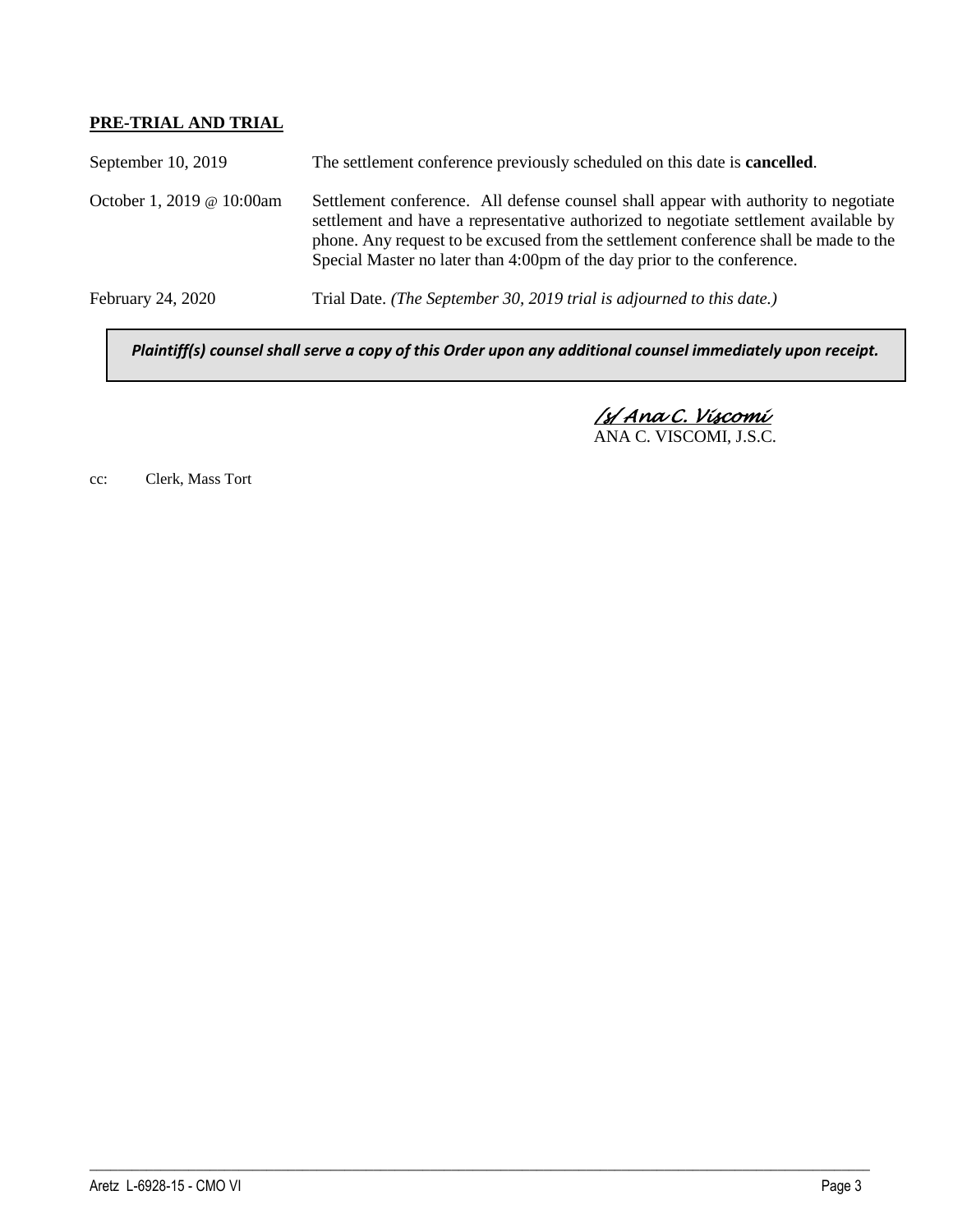**PRE-TRIAL AND TRIAL**

| | |
|---|---|
| September 10, 2019 | The settlement conference previously scheduled on this date is **cancelled**. |
| October 1, 2019 @ 10:00am | Settlement conference. All defense counsel shall appear with authority to negotiate settlement and have a representative authorized to negotiate settlement available by phone. Any request to be excused from the settlement conference shall be made to the Special Master no later than 4:00pm of the day prior to the conference. |
| February 24, 2020 | Trial Date. *(The September 30, 2019 trial is adjourned to this date.)* |

***Plaintiff(s) counsel shall serve a copy of this Order upon any additional counsel immediately upon receipt.***

*/s/ Ana C. Viscomi*
ANA C. VISCOMI, J.S.C.

cc: Clerk, Mass Tort